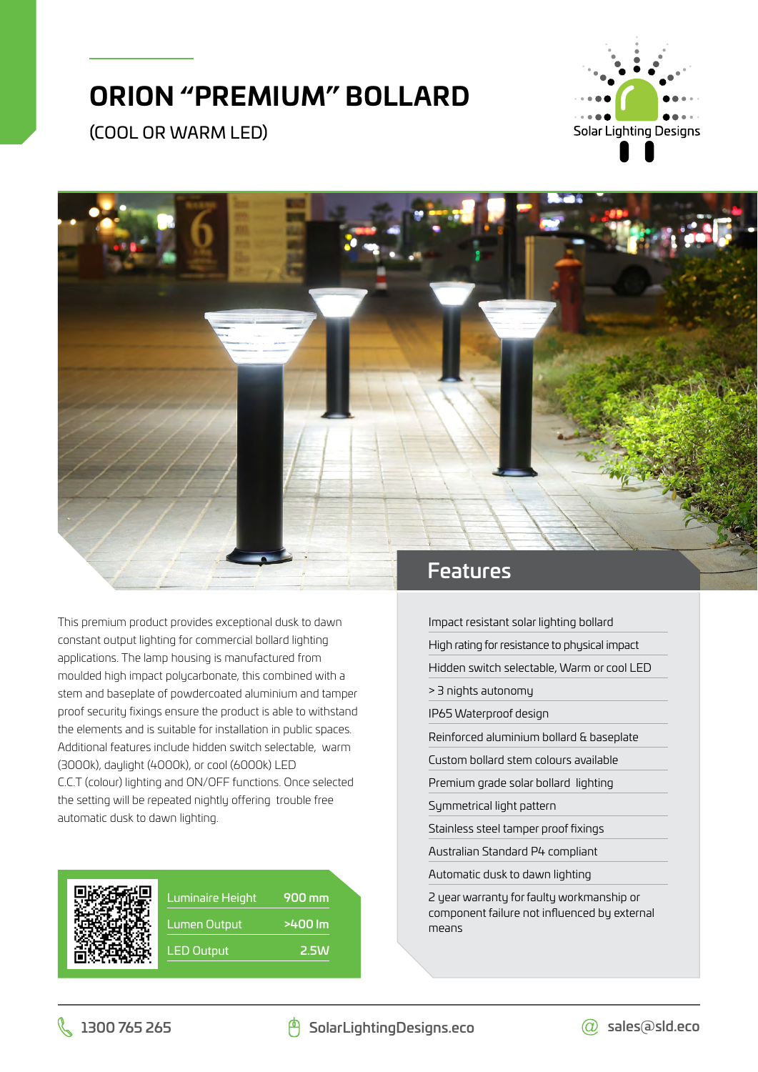# ORION "PREMIUM" BOLLARD

(COOL OR WARM LED)

This premium product provides exceptional dusk to dawn constant output lighting for commercial bollard lighting applications. The lamp housing is manufactured from moulded high impact polycarbonate, this combined with a stem and baseplate of powdercoated aluminium and tamper proof security fixings ensure the product is able to withstand the elements and is suitable for installation in public spaces. Additional features include hidden switch selectable, warm (3000k), daylight (4000k), or cool (6000k) LED C.C.T (colour) lighting and ON/OFF functions. Once selected the setting will be repeated nightly offering trouble free automatic dusk to dawn lighting.

| | |
|---|---|
| Luminaire Height | 900 mm |
| Lumen Output | >400 lm |
| LED Output | 2.5W |

## Features

- Impact resistant solar lighting bollard
- High rating for resistance to physical impact
- Hidden switch selectable, Warm or cool LED
- > 3 nights autonomy
- IP65 Waterproof design
- Reinforced aluminium bollard & baseplate
- Custom bollard stem colours available
- Premium grade solar bollard lighting
- Symmetrical light pattern
- Stainless steel tamper proof fixings
- Australian Standard P4 compliant
- Automatic dusk to dawn lighting
- 2 year warranty for faulty workmanship or component failure not influenced by external means

1300 765 265 | SolarLightingDesigns.eco | sales@sld.eco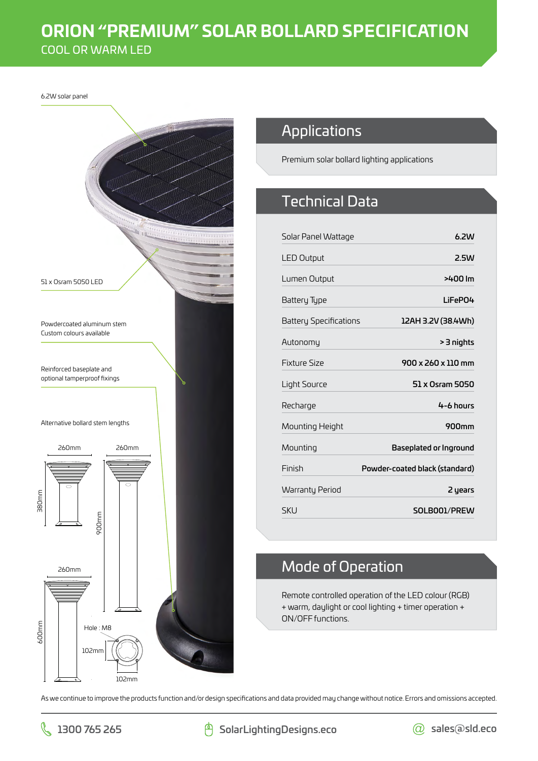# ORION "PREMIUM" SOLAR BOLLARD SPECIFICATION

COOL OR WARM LED

6.2W solar panel

51 x Osram 5050 LED

Powdercoated aluminum stem
Custom colours available

Reinforced baseplate and
optional tamperproof fixings

Alternative bollard stem lengths

260mm
260mm
380mm
900mm
260mm
600mm
Hole : M8
102mm
102mm

## Applications

Premium solar bollard lighting applications

## Technical Data

| | |
|---|---|
| Solar Panel Wattage | **6.2W** |
| LED Output | **2.5W** |
| Lumen Output | **>400 lm** |
| Battery Type | **LiFePO4** |
| Battery Specifications | **12AH 3.2V (38.4Wh)** |
| Autonomy | **> 3 nights** |
| Fixture Size | **900 x 260 x 110 mm** |
| Light Source | **51 x Osram 5050** |
| Recharge | **4-6 hours** |
| Mounting Height | **900mm** |
| Mounting | **Baseplated or Inground** |
| Finish | **Powder-coated black (standard)** |
| Warranty Period | **2 years** |
| SKU | **SOLB001/PREW** |

## Mode of Operation

Remote controlled operation of the LED colour (RGB) + warm, daylight or cool lighting + timer operation + ON/OFF functions.

As we continue to improve the products function and/or design specifications and data provided may change without notice. Errors and omissions accepted.

1300 765 265 SolarLightingDesigns.eco sales@sld.eco